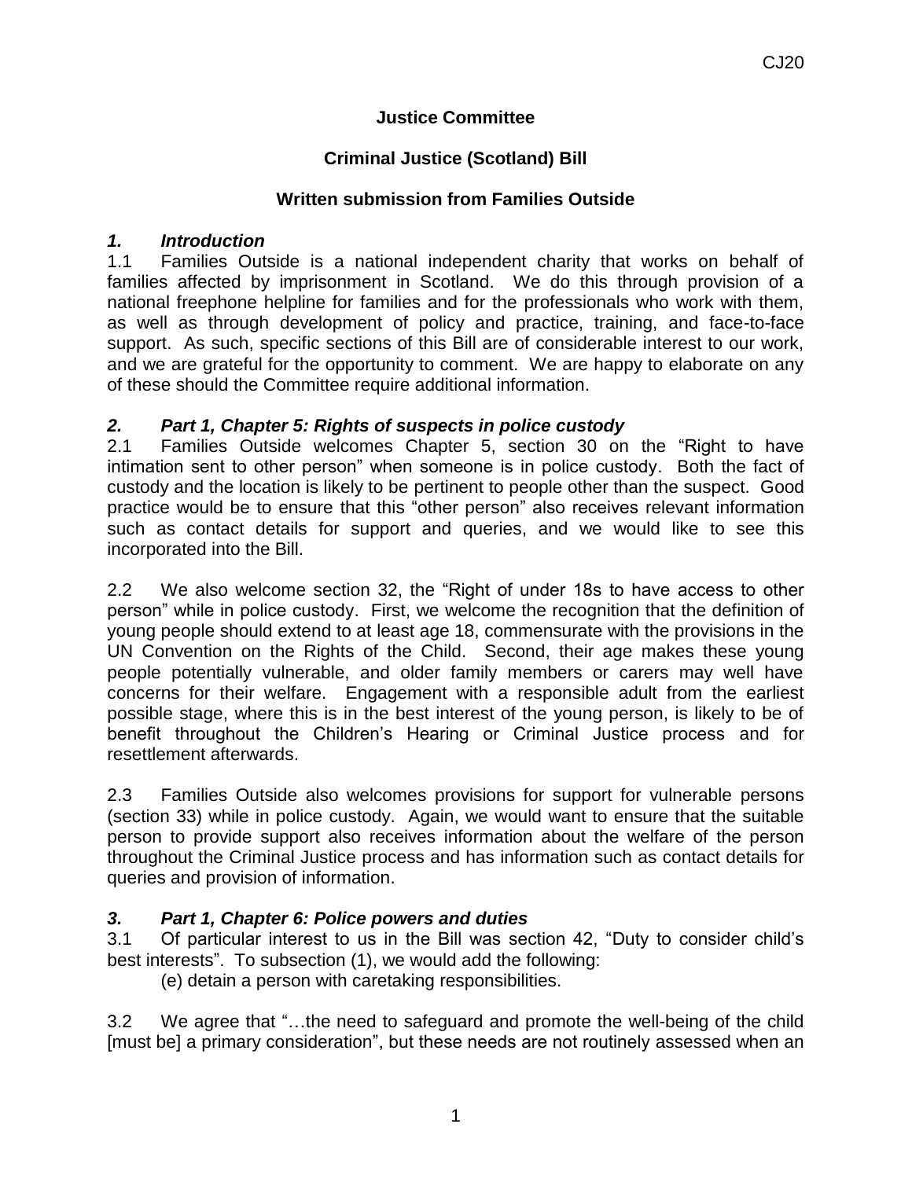CJ20

**Justice Committee**

**Criminal Justice (Scotland) Bill**

**Written submission from Families Outside**

### *1. Introduction*

1.1 Families Outside is a national independent charity that works on behalf of families affected by imprisonment in Scotland. We do this through provision of a national freephone helpline for families and for the professionals who work with them, as well as through development of policy and practice, training, and face-to-face support. As such, specific sections of this Bill are of considerable interest to our work, and we are grateful for the opportunity to comment. We are happy to elaborate on any of these should the Committee require additional information.

### *2. Part 1, Chapter 5: Rights of suspects in police custody*

2.1 Families Outside welcomes Chapter 5, section 30 on the "Right to have intimation sent to other person" when someone is in police custody. Both the fact of custody and the location is likely to be pertinent to people other than the suspect. Good practice would be to ensure that this "other person" also receives relevant information such as contact details for support and queries, and we would like to see this incorporated into the Bill.

2.2 We also welcome section 32, the "Right of under 18s to have access to other person" while in police custody. First, we welcome the recognition that the definition of young people should extend to at least age 18, commensurate with the provisions in the UN Convention on the Rights of the Child. Second, their age makes these young people potentially vulnerable, and older family members or carers may well have concerns for their welfare. Engagement with a responsible adult from the earliest possible stage, where this is in the best interest of the young person, is likely to be of benefit throughout the Children's Hearing or Criminal Justice process and for resettlement afterwards.

2.3 Families Outside also welcomes provisions for support for vulnerable persons (section 33) while in police custody. Again, we would want to ensure that the suitable person to provide support also receives information about the welfare of the person throughout the Criminal Justice process and has information such as contact details for queries and provision of information.

### *3. Part 1, Chapter 6: Police powers and duties*

3.1 Of particular interest to us in the Bill was section 42, "Duty to consider child's best interests". To subsection (1), we would add the following:

(e) detain a person with caretaking responsibilities.

3.2 We agree that "…the need to safeguard and promote the well-being of the child [must be] a primary consideration", but these needs are not routinely assessed when an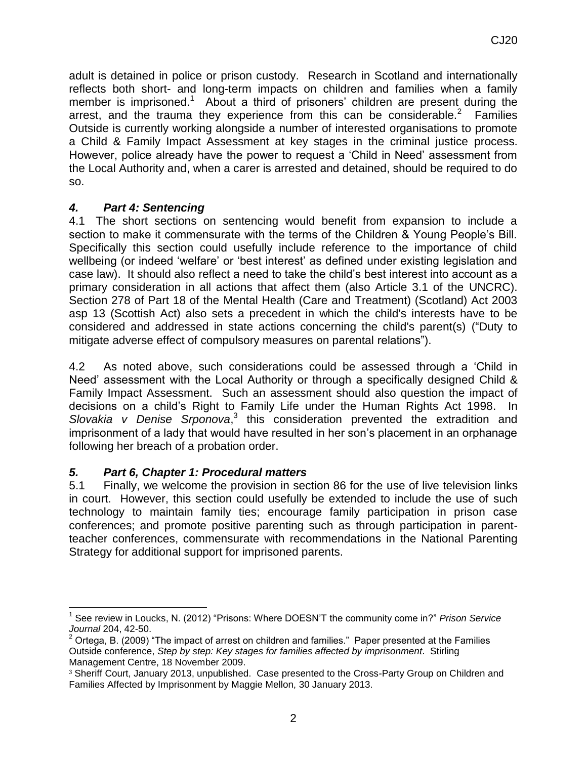adult is detained in police or prison custody. Research in Scotland and internationally reflects both short- and long-term impacts on children and families when a family member is imprisoned.[1] About a third of prisoners' children are present during the arrest, and the trauma they experience from this can be considerable.[2] Families Outside is currently working alongside a number of interested organisations to promote a Child & Family Impact Assessment at key stages in the criminal justice process. However, police already have the power to request a 'Child in Need' assessment from the Local Authority and, when a carer is arrested and detained, should be required to do so.

### *4. Part 4: Sentencing*

4.1 The short sections on sentencing would benefit from expansion to include a section to make it commensurate with the terms of the Children & Young People's Bill. Specifically this section could usefully include reference to the importance of child wellbeing (or indeed 'welfare' or 'best interest' as defined under existing legislation and case law). It should also reflect a need to take the child's best interest into account as a primary consideration in all actions that affect them (also Article 3.1 of the UNCRC). Section 278 of Part 18 of the Mental Health (Care and Treatment) (Scotland) Act 2003 asp 13 (Scottish Act) also sets a precedent in which the child's interests have to be considered and addressed in state actions concerning the child's parent(s) ("Duty to mitigate adverse effect of compulsory measures on parental relations").

4.2 As noted above, such considerations could be assessed through a 'Child in Need' assessment with the Local Authority or through a specifically designed Child & Family Impact Assessment. Such an assessment should also question the impact of decisions on a child's Right to Family Life under the Human Rights Act 1998. In *Slovakia v Denise Srponova*,[3] this consideration prevented the extradition and imprisonment of a lady that would have resulted in her son's placement in an orphanage following her breach of a probation order.

### *5. Part 6, Chapter 1: Procedural matters*

5.1 Finally, we welcome the provision in section 86 for the use of live television links in court. However, this section could usefully be extended to include the use of such technology to maintain family ties; encourage family participation in prison case conferences; and promote positive parenting such as through participation in parent-teacher conferences, commensurate with recommendations in the National Parenting Strategy for additional support for imprisoned parents.

---

[1] See review in Loucks, N. (2012) "Prisons: Where DOESN'T the community come in?" *Prison Service Journal* 204, 42-50.

[2] Ortega, B. (2009) "The impact of arrest on children and families." Paper presented at the Families Outside conference, *Step by step: Key stages for families affected by imprisonment*. Stirling Management Centre, 18 November 2009.

[3] Sheriff Court, January 2013, unpublished. Case presented to the Cross-Party Group on Children and Families Affected by Imprisonment by Maggie Mellon, 30 January 2013.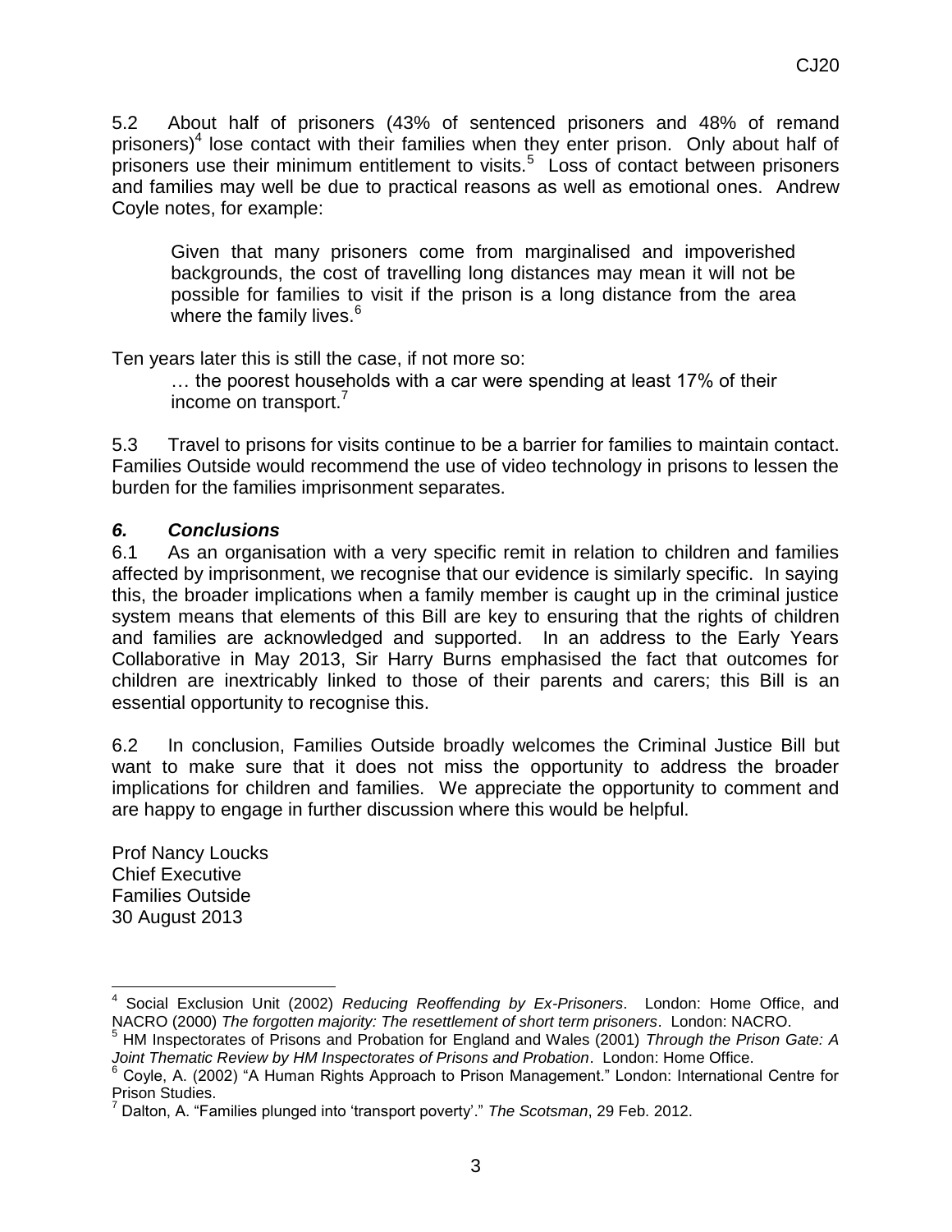5.2 About half of prisoners (43% of sentenced prisoners and 48% of remand prisoners)[4] lose contact with their families when they enter prison. Only about half of prisoners use their minimum entitlement to visits.[5] Loss of contact between prisoners and families may well be due to practical reasons as well as emotional ones. Andrew Coyle notes, for example:

> Given that many prisoners come from marginalised and impoverished backgrounds, the cost of travelling long distances may mean it will not be possible for families to visit if the prison is a long distance from the area where the family lives.[6]

Ten years later this is still the case, if not more so:

> … the poorest households with a car were spending at least 17% of their income on transport.[7]

5.3 Travel to prisons for visits continue to be a barrier for families to maintain contact. Families Outside would recommend the use of video technology in prisons to lessen the burden for the families imprisonment separates.

### *6. Conclusions*

6.1 As an organisation with a very specific remit in relation to children and families affected by imprisonment, we recognise that our evidence is similarly specific. In saying this, the broader implications when a family member is caught up in the criminal justice system means that elements of this Bill are key to ensuring that the rights of children and families are acknowledged and supported. In an address to the Early Years Collaborative in May 2013, Sir Harry Burns emphasised the fact that outcomes for children are inextricably linked to those of their parents and carers; this Bill is an essential opportunity to recognise this.

6.2 In conclusion, Families Outside broadly welcomes the Criminal Justice Bill but want to make sure that it does not miss the opportunity to address the broader implications for children and families. We appreciate the opportunity to comment and are happy to engage in further discussion where this would be helpful.

Prof Nancy Loucks
Chief Executive
Families Outside
30 August 2013

---

[4] Social Exclusion Unit (2002) *Reducing Reoffending by Ex-Prisoners*. London: Home Office, and NACRO (2000) *The forgotten majority: The resettlement of short term prisoners*. London: NACRO.

[5] HM Inspectorates of Prisons and Probation for England and Wales (2001) *Through the Prison Gate: A Joint Thematic Review by HM Inspectorates of Prisons and Probation*. London: Home Office.

[6] Coyle, A. (2002) "A Human Rights Approach to Prison Management." London: International Centre for Prison Studies.

[7] Dalton, A. "Families plunged into 'transport poverty'." *The Scotsman*, 29 Feb. 2012.